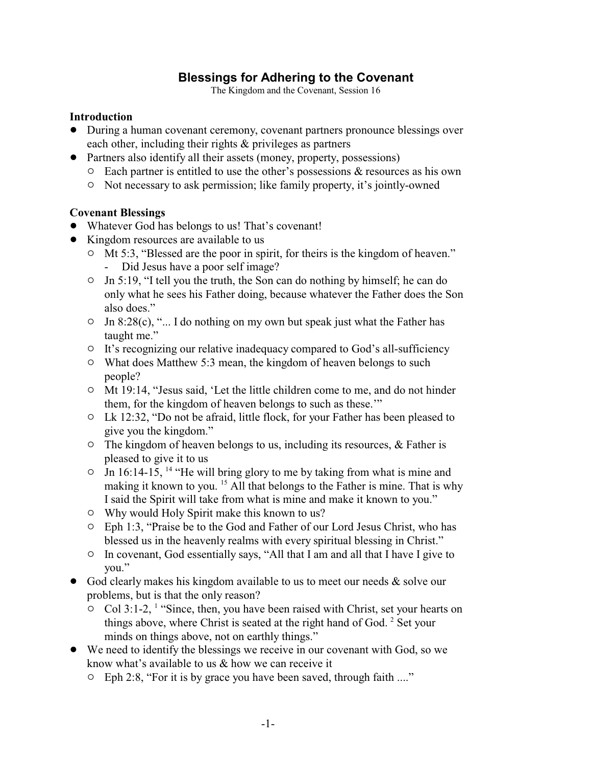# Blessings for Adhering to the Covenant

The Kingdom and the Covenant, Session 16

## Introduction

- During a human covenant ceremony, covenant partners pronounce blessings over each other, including their rights & privileges as partners
- Partners also identify all their assets (money, property, possessions)
  - Each partner is entitled to use the other's possessions & resources as his own
  - Not necessary to ask permission; like family property, it's jointly-owned

## Covenant Blessings

- Whatever God has belongs to us! That's covenant!
- Kingdom resources are available to us
  - Mt 5:3, "Blessed are the poor in spirit, for theirs is the kingdom of heaven."
    - Did Jesus have a poor self image?
  - Jn 5:19, "I tell you the truth, the Son can do nothing by himself; he can do only what he sees his Father doing, because whatever the Father does the Son also does."
  - Jn 8:28(c), "... I do nothing on my own but speak just what the Father has taught me."
  - It's recognizing our relative inadequacy compared to God's all-sufficiency
  - What does Matthew 5:3 mean, the kingdom of heaven belongs to such people?
  - Mt 19:14, "Jesus said, 'Let the little children come to me, and do not hinder them, for the kingdom of heaven belongs to such as these.'"
  - Lk 12:32, "Do not be afraid, little flock, for your Father has been pleased to give you the kingdom."
  - The kingdom of heaven belongs to us, including its resources, & Father is pleased to give it to us
  - Jn 16:14-15, [14] "He will bring glory to me by taking from what is mine and making it known to you. [15] All that belongs to the Father is mine. That is why I said the Spirit will take from what is mine and make it known to you."
  - Why would Holy Spirit make this known to us?
  - Eph 1:3, "Praise be to the God and Father of our Lord Jesus Christ, who has blessed us in the heavenly realms with every spiritual blessing in Christ."
  - In covenant, God essentially says, "All that I am and all that I have I give to you."
- God clearly makes his kingdom available to us to meet our needs & solve our problems, but is that the only reason?
  - Col 3:1-2, [1] "Since, then, you have been raised with Christ, set your hearts on things above, where Christ is seated at the right hand of God. [2] Set your minds on things above, not on earthly things."
- We need to identify the blessings we receive in our covenant with God, so we know what's available to us & how we can receive it
  - Eph 2:8, "For it is by grace you have been saved, through faith ...."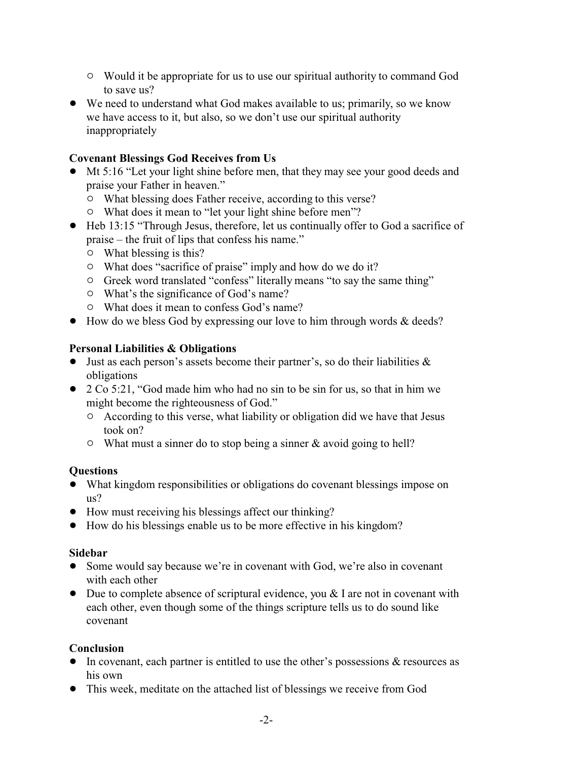- Would it be appropriate for us to use our spiritual authority to command God to save us?
- We need to understand what God makes available to us; primarily, so we know we have access to it, but also, so we don't use our spiritual authority inappropriately

**Covenant Blessings God Receives from Us**

- Mt 5:16 "Let your light shine before men, that they may see your good deeds and praise your Father in heaven."
  - What blessing does Father receive, according to this verse?
  - What does it mean to "let your light shine before men"?
- Heb 13:15 "Through Jesus, therefore, let us continually offer to God a sacrifice of praise – the fruit of lips that confess his name."
  - What blessing is this?
  - What does "sacrifice of praise" imply and how do we do it?
  - Greek word translated "confess" literally means "to say the same thing"
  - What's the significance of God's name?
  - What does it mean to confess God's name?
- How do we bless God by expressing our love to him through words & deeds?

**Personal Liabilities & Obligations**

- Just as each person's assets become their partner's, so do their liabilities & obligations
- 2 Co 5:21, "God made him who had no sin to be sin for us, so that in him we might become the righteousness of God."
  - According to this verse, what liability or obligation did we have that Jesus took on?
  - What must a sinner do to stop being a sinner & avoid going to hell?

**Questions**

- What kingdom responsibilities or obligations do covenant blessings impose on us?
- How must receiving his blessings affect our thinking?
- How do his blessings enable us to be more effective in his kingdom?

**Sidebar**

- Some would say because we're in covenant with God, we're also in covenant with each other
- Due to complete absence of scriptural evidence, you & I are not in covenant with each other, even though some of the things scripture tells us to do sound like covenant

**Conclusion**

- In covenant, each partner is entitled to use the other's possessions & resources as his own
- This week, meditate on the attached list of blessings we receive from God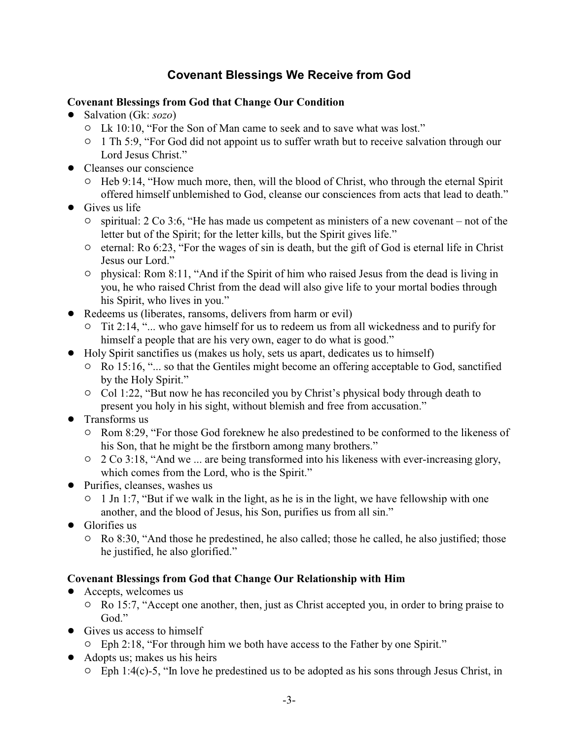# Covenant Blessings We Receive from God

## Covenant Blessings from God that Change Our Condition

- Salvation (Gk: *sozo*)
  - Lk 10:10, "For the Son of Man came to seek and to save what was lost."
  - 1 Th 5:9, "For God did not appoint us to suffer wrath but to receive salvation through our Lord Jesus Christ."
- Cleanses our conscience
  - Heb 9:14, "How much more, then, will the blood of Christ, who through the eternal Spirit offered himself unblemished to God, cleanse our consciences from acts that lead to death."
- Gives us life
  - spiritual: 2 Co 3:6, "He has made us competent as ministers of a new covenant – not of the letter but of the Spirit; for the letter kills, but the Spirit gives life."
  - eternal: Ro 6:23, "For the wages of sin is death, but the gift of God is eternal life in Christ Jesus our Lord."
  - physical: Rom 8:11, "And if the Spirit of him who raised Jesus from the dead is living in you, he who raised Christ from the dead will also give life to your mortal bodies through his Spirit, who lives in you."
- Redeems us (liberates, ransoms, delivers from harm or evil)
  - Tit 2:14, "... who gave himself for us to redeem us from all wickedness and to purify for himself a people that are his very own, eager to do what is good."
- Holy Spirit sanctifies us (makes us holy, sets us apart, dedicates us to himself)
  - Ro 15:16, "... so that the Gentiles might become an offering acceptable to God, sanctified by the Holy Spirit."
  - Col 1:22, "But now he has reconciled you by Christ's physical body through death to present you holy in his sight, without blemish and free from accusation."
- Transforms us
  - Rom 8:29, "For those God foreknew he also predestined to be conformed to the likeness of his Son, that he might be the firstborn among many brothers."
  - 2 Co 3:18, "And we ... are being transformed into his likeness with ever-increasing glory, which comes from the Lord, who is the Spirit."
- Purifies, cleanses, washes us
  - 1 Jn 1:7, "But if we walk in the light, as he is in the light, we have fellowship with one another, and the blood of Jesus, his Son, purifies us from all sin."
- Glorifies us
  - Ro 8:30, "And those he predestined, he also called; those he called, he also justified; those he justified, he also glorified."

## Covenant Blessings from God that Change Our Relationship with Him

- Accepts, welcomes us
  - Ro 15:7, "Accept one another, then, just as Christ accepted you, in order to bring praise to God."
- Gives us access to himself
  - Eph 2:18, "For through him we both have access to the Father by one Spirit."
- Adopts us; makes us his heirs
  - Eph 1:4(c)-5, "In love he predestined us to be adopted as his sons through Jesus Christ, in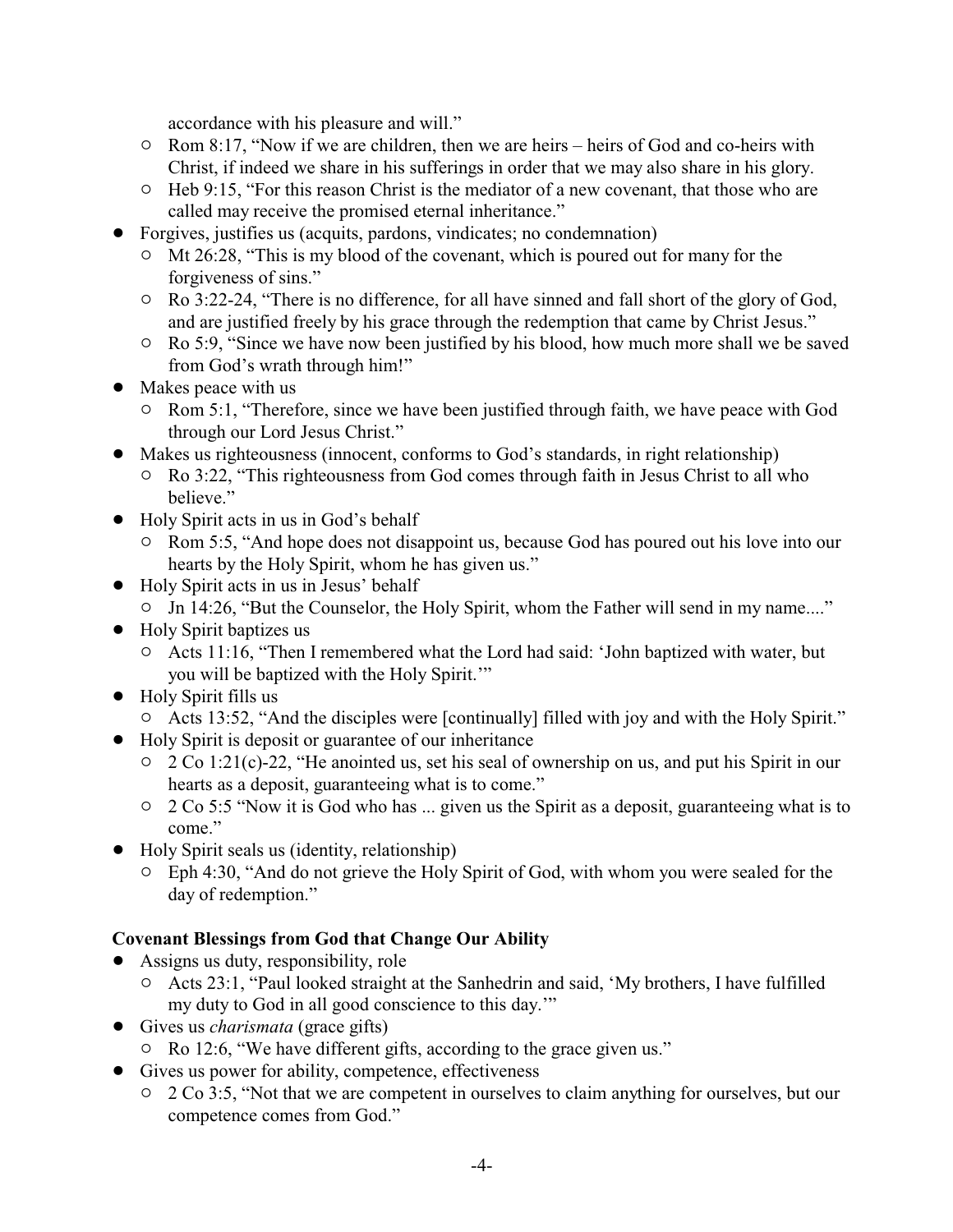accordance with his pleasure and will."

  - Rom 8:17, "Now if we are children, then we are heirs – heirs of God and co-heirs with Christ, if indeed we share in his sufferings in order that we may also share in his glory.
  - Heb 9:15, "For this reason Christ is the mediator of a new covenant, that those who are called may receive the promised eternal inheritance."
- Forgives, justifies us (acquits, pardons, vindicates; no condemnation)
  - Mt 26:28, "This is my blood of the covenant, which is poured out for many for the forgiveness of sins."
  - Ro 3:22-24, "There is no difference, for all have sinned and fall short of the glory of God, and are justified freely by his grace through the redemption that came by Christ Jesus."
  - Ro 5:9, "Since we have now been justified by his blood, how much more shall we be saved from God's wrath through him!"
- Makes peace with us
  - Rom 5:1, "Therefore, since we have been justified through faith, we have peace with God through our Lord Jesus Christ."
- Makes us righteousness (innocent, conforms to God's standards, in right relationship)
  - Ro 3:22, "This righteousness from God comes through faith in Jesus Christ to all who believe."
- Holy Spirit acts in us in God's behalf
  - Rom 5:5, "And hope does not disappoint us, because God has poured out his love into our hearts by the Holy Spirit, whom he has given us."
- Holy Spirit acts in us in Jesus' behalf
  - Jn 14:26, "But the Counselor, the Holy Spirit, whom the Father will send in my name...."
- Holy Spirit baptizes us
  - Acts 11:16, "Then I remembered what the Lord had said: 'John baptized with water, but you will be baptized with the Holy Spirit.'"
- Holy Spirit fills us
  - Acts 13:52, "And the disciples were [continually] filled with joy and with the Holy Spirit."
- Holy Spirit is deposit or guarantee of our inheritance
  - 2 Co 1:21(c)-22, "He anointed us, set his seal of ownership on us, and put his Spirit in our hearts as a deposit, guaranteeing what is to come."
  - 2 Co 5:5 "Now it is God who has ... given us the Spirit as a deposit, guaranteeing what is to come."
- Holy Spirit seals us (identity, relationship)
  - Eph 4:30, "And do not grieve the Holy Spirit of God, with whom you were sealed for the day of redemption."

**Covenant Blessings from God that Change Our Ability**

- Assigns us duty, responsibility, role
  - Acts 23:1, "Paul looked straight at the Sanhedrin and said, 'My brothers, I have fulfilled my duty to God in all good conscience to this day.'"
- Gives us *charismata* (grace gifts)
  - Ro 12:6, "We have different gifts, according to the grace given us."
- Gives us power for ability, competence, effectiveness
  - 2 Co 3:5, "Not that we are competent in ourselves to claim anything for ourselves, but our competence comes from God."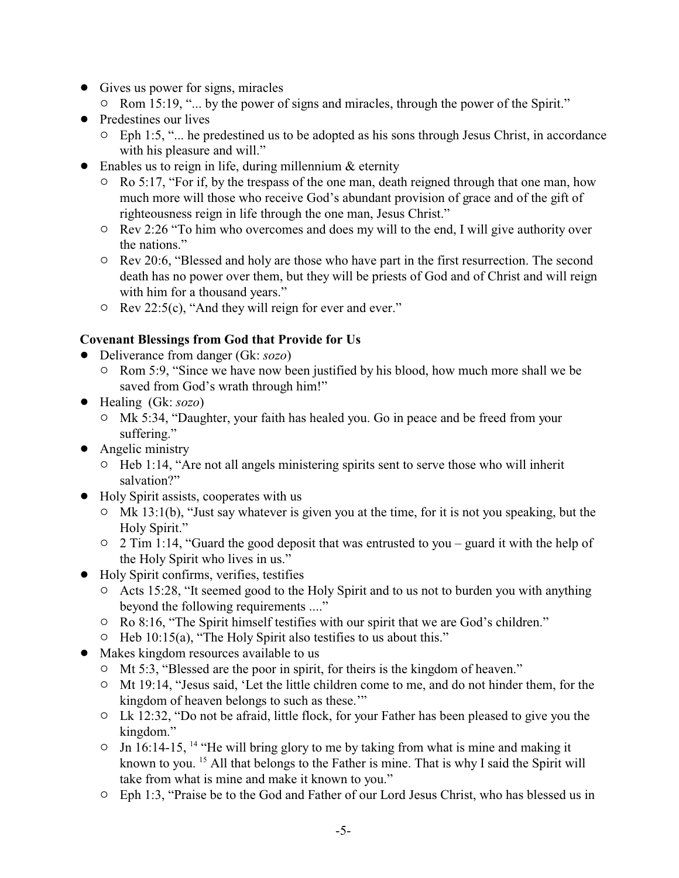- Gives us power for signs, miracles
  - Rom 15:19, "... by the power of signs and miracles, through the power of the Spirit."
- Predestines our lives
  - Eph 1:5, "... he predestined us to be adopted as his sons through Jesus Christ, in accordance with his pleasure and will."
- Enables us to reign in life, during millennium & eternity
  - Ro 5:17, "For if, by the trespass of the one man, death reigned through that one man, how much more will those who receive God's abundant provision of grace and of the gift of righteousness reign in life through the one man, Jesus Christ."
  - Rev 2:26 "To him who overcomes and does my will to the end, I will give authority over the nations."
  - Rev 20:6, "Blessed and holy are those who have part in the first resurrection. The second death has no power over them, but they will be priests of God and of Christ and will reign with him for a thousand years."
  - Rev 22:5(c), "And they will reign for ever and ever."

**Covenant Blessings from God that Provide for Us**

- Deliverance from danger (Gk: *sozo*)
  - Rom 5:9, "Since we have now been justified by his blood, how much more shall we be saved from God's wrath through him!"
- Healing (Gk: *sozo*)
  - Mk 5:34, "Daughter, your faith has healed you. Go in peace and be freed from your suffering."
- Angelic ministry
  - Heb 1:14, "Are not all angels ministering spirits sent to serve those who will inherit salvation?"
- Holy Spirit assists, cooperates with us
  - Mk 13:1(b), "Just say whatever is given you at the time, for it is not you speaking, but the Holy Spirit."
  - 2 Tim 1:14, "Guard the good deposit that was entrusted to you – guard it with the help of the Holy Spirit who lives in us."
- Holy Spirit confirms, verifies, testifies
  - Acts 15:28, "It seemed good to the Holy Spirit and to us not to burden you with anything beyond the following requirements ...."
  - Ro 8:16, "The Spirit himself testifies with our spirit that we are God's children."
  - Heb 10:15(a), "The Holy Spirit also testifies to us about this."
- Makes kingdom resources available to us
  - Mt 5:3, "Blessed are the poor in spirit, for theirs is the kingdom of heaven."
  - Mt 19:14, "Jesus said, 'Let the little children come to me, and do not hinder them, for the kingdom of heaven belongs to such as these.'"
  - Lk 12:32, "Do not be afraid, little flock, for your Father has been pleased to give you the kingdom."
  - Jn 16:14-15, [14] "He will bring glory to me by taking from what is mine and making it known to you. [15] All that belongs to the Father is mine. That is why I said the Spirit will take from what is mine and make it known to you."
  - Eph 1:3, "Praise be to the God and Father of our Lord Jesus Christ, who has blessed us in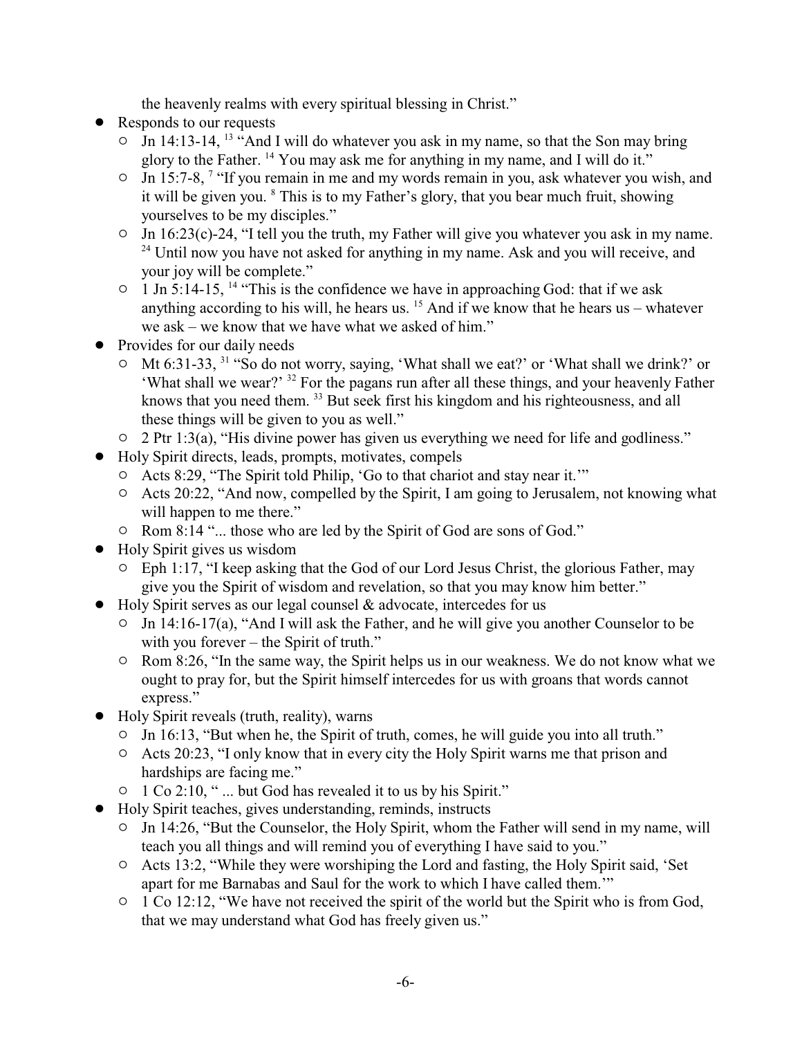the heavenly realms with every spiritual blessing in Christ."

- Responds to our requests
  - Jn 14:13-14, [13] "And I will do whatever you ask in my name, so that the Son may bring glory to the Father. [14] You may ask me for anything in my name, and I will do it."
  - Jn 15:7-8, [7] "If you remain in me and my words remain in you, ask whatever you wish, and it will be given you. [8] This is to my Father's glory, that you bear much fruit, showing yourselves to be my disciples."
  - Jn 16:23(c)-24, "I tell you the truth, my Father will give you whatever you ask in my name. [24] Until now you have not asked for anything in my name. Ask and you will receive, and your joy will be complete."
  - 1 Jn 5:14-15, [14] "This is the confidence we have in approaching God: that if we ask anything according to his will, he hears us. [15] And if we know that he hears us – whatever we ask – we know that we have what we asked of him."
- Provides for our daily needs
  - Mt 6:31-33, [31] "So do not worry, saying, 'What shall we eat?' or 'What shall we drink?' or 'What shall we wear?' [32] For the pagans run after all these things, and your heavenly Father knows that you need them. [33] But seek first his kingdom and his righteousness, and all these things will be given to you as well."
  - 2 Ptr 1:3(a), "His divine power has given us everything we need for life and godliness."
- Holy Spirit directs, leads, prompts, motivates, compels
  - Acts 8:29, "The Spirit told Philip, 'Go to that chariot and stay near it.'"
  - Acts 20:22, "And now, compelled by the Spirit, I am going to Jerusalem, not knowing what will happen to me there."
  - Rom 8:14 "... those who are led by the Spirit of God are sons of God."
- Holy Spirit gives us wisdom
  - Eph 1:17, "I keep asking that the God of our Lord Jesus Christ, the glorious Father, may give you the Spirit of wisdom and revelation, so that you may know him better."
- Holy Spirit serves as our legal counsel & advocate, intercedes for us
  - Jn 14:16-17(a), "And I will ask the Father, and he will give you another Counselor to be with you forever – the Spirit of truth."
  - Rom 8:26, "In the same way, the Spirit helps us in our weakness. We do not know what we ought to pray for, but the Spirit himself intercedes for us with groans that words cannot express."
- Holy Spirit reveals (truth, reality), warns
  - Jn 16:13, "But when he, the Spirit of truth, comes, he will guide you into all truth."
  - Acts 20:23, "I only know that in every city the Holy Spirit warns me that prison and hardships are facing me."
  - 1 Co 2:10, " ... but God has revealed it to us by his Spirit."
- Holy Spirit teaches, gives understanding, reminds, instructs
  - Jn 14:26, "But the Counselor, the Holy Spirit, whom the Father will send in my name, will teach you all things and will remind you of everything I have said to you."
  - Acts 13:2, "While they were worshiping the Lord and fasting, the Holy Spirit said, 'Set apart for me Barnabas and Saul for the work to which I have called them.'"
  - 1 Co 12:12, "We have not received the spirit of the world but the Spirit who is from God, that we may understand what God has freely given us."